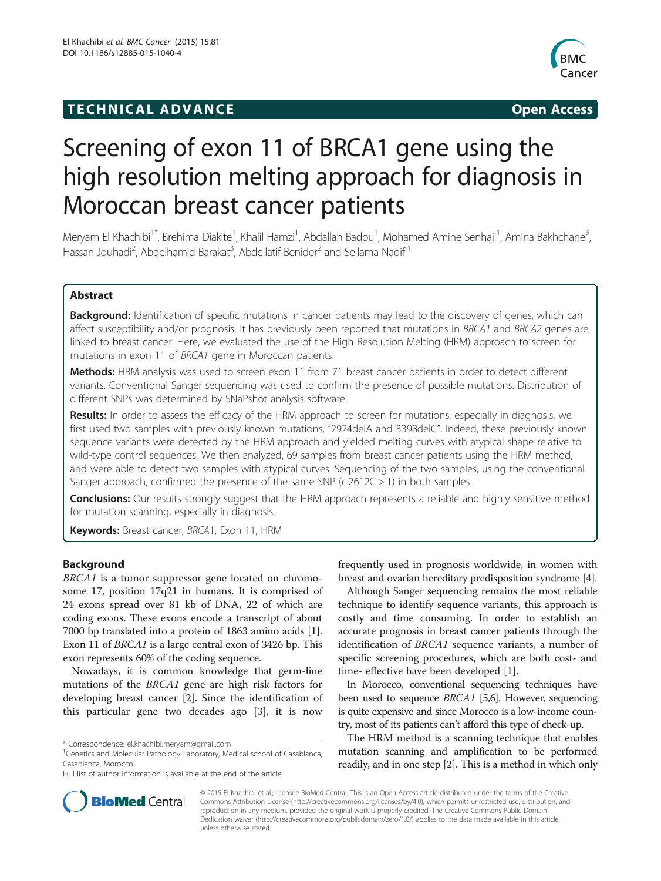TECHNICAL ADVANCE **Open Access**

# Screening of exon 11 of BRCA1 gene using the high resolution melting approach for diagnosis in Moroccan breast cancer patients

Meryam El Khachibi[1*], Brehima Diakite[1], Khalil Hamzi[1], Abdallah Badou[1], Mohamed Amine Senhaji[1], Amina Bakhchane[3], Hassan Jouhadi[2], Abdelhamid Barakat[3], Abdellatif Benider[2] and Sellama Nadifi[1]

## Abstract

**Background:** Identification of specific mutations in cancer patients may lead to the discovery of genes, which can affect susceptibility and/or prognosis. It has previously been reported that mutations in *BRCA1* and *BRCA2* genes are linked to breast cancer. Here, we evaluated the use of the High Resolution Melting (HRM) approach to screen for mutations in exon 11 of *BRCA1* gene in Moroccan patients.

**Methods:** HRM analysis was used to screen exon 11 from 71 breast cancer patients in order to detect different variants. Conventional Sanger sequencing was used to confirm the presence of possible mutations. Distribution of different SNPs was determined by SNaPshot analysis software.

**Results:** In order to assess the efficacy of the HRM approach to screen for mutations, especially in diagnosis, we first used two samples with previously known mutations, "2924delA and 3398delC". Indeed, these previously known sequence variants were detected by the HRM approach and yielded melting curves with atypical shape relative to wild-type control sequences. We then analyzed, 69 samples from breast cancer patients using the HRM method, and were able to detect two samples with atypical curves. Sequencing of the two samples, using the conventional Sanger approach, confirmed the presence of the same SNP (c.2612C > T) in both samples.

**Conclusions:** Our results strongly suggest that the HRM approach represents a reliable and highly sensitive method for mutation scanning, especially in diagnosis.

**Keywords:** Breast cancer, *BRCA*1, Exon 11, HRM

## Background

*BRCA1* is a tumor suppressor gene located on chromosome 17, position 17q21 in humans. It is comprised of 24 exons spread over 81 kb of DNA, 22 of which are coding exons. These exons encode a transcript of about 7000 bp translated into a protein of 1863 amino acids [1]. Exon 11 of *BRCA1* is a large central exon of 3426 bp. This exon represents 60% of the coding sequence.

Nowadays, it is common knowledge that germ-line mutations of the *BRCA1* gene are high risk factors for developing breast cancer [2]. Since the identification of this particular gene two decades ago [3], it is now frequently used in prognosis worldwide, in women with breast and ovarian hereditary predisposition syndrome [4].

Although Sanger sequencing remains the most reliable technique to identify sequence variants, this approach is costly and time consuming. In order to establish an accurate prognosis in breast cancer patients through the identification of *BRCA1* sequence variants, a number of specific screening procedures, which are both cost- and time- effective have been developed [1].

In Morocco, conventional sequencing techniques have been used to sequence *BRCA1* [5,6]. However, sequencing is quite expensive and since Morocco is a low-income country, most of its patients can't afford this type of check-up.

The HRM method is a scanning technique that enables mutation scanning and amplification to be performed readily, and in one step [2]. This is a method in which only

\* Correspondence: el.khachibi.meryam@gmail.com
[1]Genetics and Molecular Pathology Laboratory, Medical school of Casablanca, Casablanca, Morocco
Full list of author information is available at the end of the article

© 2015 El Khachibi et al.; licensee BioMed Central. This is an Open Access article distributed under the terms of the Creative Commons Attribution License (http://creativecommons.org/licenses/by/4.0), which permits unrestricted use, distribution, and reproduction in any medium, provided the original work is properly credited. The Creative Commons Public Domain Dedication waiver (http://creativecommons.org/publicdomain/zero/1.0/) applies to the data made available in this article, unless otherwise stated.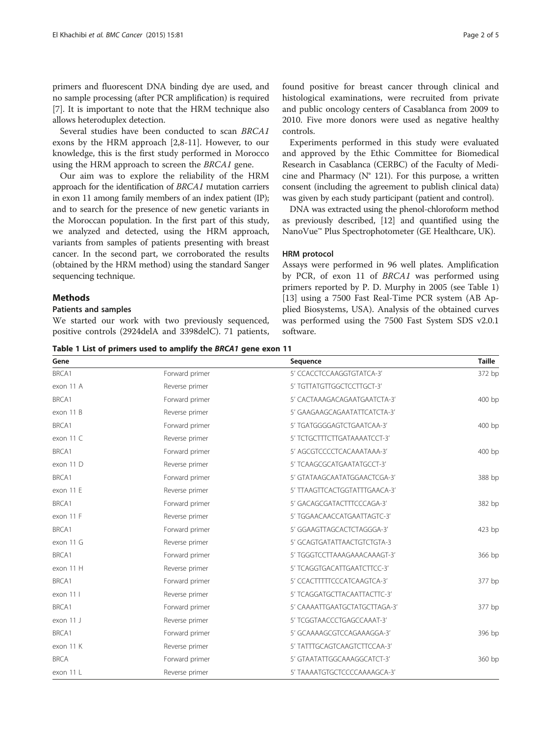primers and fluorescent DNA binding dye are used, and no sample processing (after PCR amplification) is required [7]. It is important to note that the HRM technique also allows heteroduplex detection.

Several studies have been conducted to scan *BRCA1* exons by the HRM approach [2,8-11]. However, to our knowledge, this is the first study performed in Morocco using the HRM approach to screen the *BRCA1* gene.

Our aim was to explore the reliability of the HRM approach for the identification of *BRCA1* mutation carriers in exon 11 among family members of an index patient (IP); and to search for the presence of new genetic variants in the Moroccan population. In the first part of this study, we analyzed and detected, using the HRM approach, variants from samples of patients presenting with breast cancer. In the second part, we corroborated the results (obtained by the HRM method) using the standard Sanger sequencing technique.

## Methods

### Patients and samples

We started our work with two previously sequenced, positive controls (2924delA and 3398delC). 71 patients, found positive for breast cancer through clinical and histological examinations, were recruited from private and public oncology centers of Casablanca from 2009 to 2010. Five more donors were used as negative healthy controls.

Experiments performed in this study were evaluated and approved by the Ethic Committee for Biomedical Research in Casablanca (CERBC) of the Faculty of Medicine and Pharmacy (N° 121). For this purpose, a written consent (including the agreement to publish clinical data) was given by each study participant (patient and control).

DNA was extracted using the phenol-chloroform method as previously described, [12] and quantified using the NanoVue™ Plus Spectrophotometer (GE Healthcare, UK).

### HRM protocol

Assays were performed in 96 well plates. Amplification by PCR, of exon 11 of *BRCA1* was performed using primers reported by P. D. Murphy in 2005 (see Table 1) [13] using a 7500 Fast Real-Time PCR system (AB Applied Biosystems, USA). Analysis of the obtained curves was performed using the 7500 Fast System SDS v2.0.1 software.

**Table 1 List of primers used to amplify the *BRCA1* gene exon 11**

| Gene | | Sequence | Taille |
|---|---|---|---|
| BRCA1 | Forward primer | 5′ CCACCTCCAAGGTGTATCA-3′ | 372 bp |
| exon 11 A | Reverse primer | 5′ TGTTATGTTGGCTCCTTGCT-3′ | |
| BRCA1 | Forward primer | 5′ CACTAAAGACAGAATGAATCTA-3′ | 400 bp |
| exon 11 B | Reverse primer | 5′ GAAGAAGCAGAATATTCATCTA-3′ | |
| BRCA1 | Forward primer | 5′ TGATGGGGAGTCTGAATCAA-3′ | 400 bp |
| exon 11 C | Reverse primer | 5′ TCTGCTTTCTTGATAAAATCCT-3′ | |
| BRCA1 | Forward primer | 5′ AGCGTCCCCTCACAAATAAA-3′ | 400 bp |
| exon 11 D | Reverse primer | 5′ TCAAGCGCATGAATATGCCT-3′ | |
| BRCA1 | Forward primer | 5′ GTATAAGCAATATGGAACTCGA-3′ | 388 bp |
| exon 11 E | Reverse primer | 5′ TTAAGTTCACTGGTATTTGAACA-3′ | |
| BRCA1 | Forward primer | 5′ GACAGCGATACTTTCCCAGA-3′ | 382 bp |
| exon 11 F | Reverse primer | 5′ TGGAACAACCATGAATTAGTC-3′ | |
| BRCA1 | Forward primer | 5′ GGAAGTTAGCACTCTAGGGA-3′ | 423 bp |
| exon 11 G | Reverse primer | 5′ GCAGTGATATTAACTGTCTGTA-3 | |
| BRCA1 | Forward primer | 5′ TGGGTCCTTAAAGAAACAAAGT-3′ | 366 bp |
| exon 11 H | Reverse primer | 5′ TCAGGTGACATTGAATCTTCC-3′ | |
| BRCA1 | Forward primer | 5′ CCACTTTTTCCCATCAAGTCA-3′ | 377 bp |
| exon 11 I | Reverse primer | 5′ TCAGGATGCTTACAATTACTTC-3′ | |
| BRCA1 | Forward primer | 5′ CAAAATTGAATGCTATGCTTAGA-3′ | 377 bp |
| exon 11 J | Reverse primer | 5′ TCGGTAACCCTGAGCCAAAT-3′ | |
| BRCA1 | Forward primer | 5′ GCAAAAGCGTCCAGAAAGGA-3′ | 396 bp |
| exon 11 K | Reverse primer | 5′ TATTTGCAGTCAAGTCTTCCAA-3′ | |
| BRCA | Forward primer | 5′ GTAATATTGGCAAAGGCATCT-3′ | 360 bp |
| exon 11 L | Reverse primer | 5′ TAAAATGTGCTCCCCAAAAGCA-3′ | |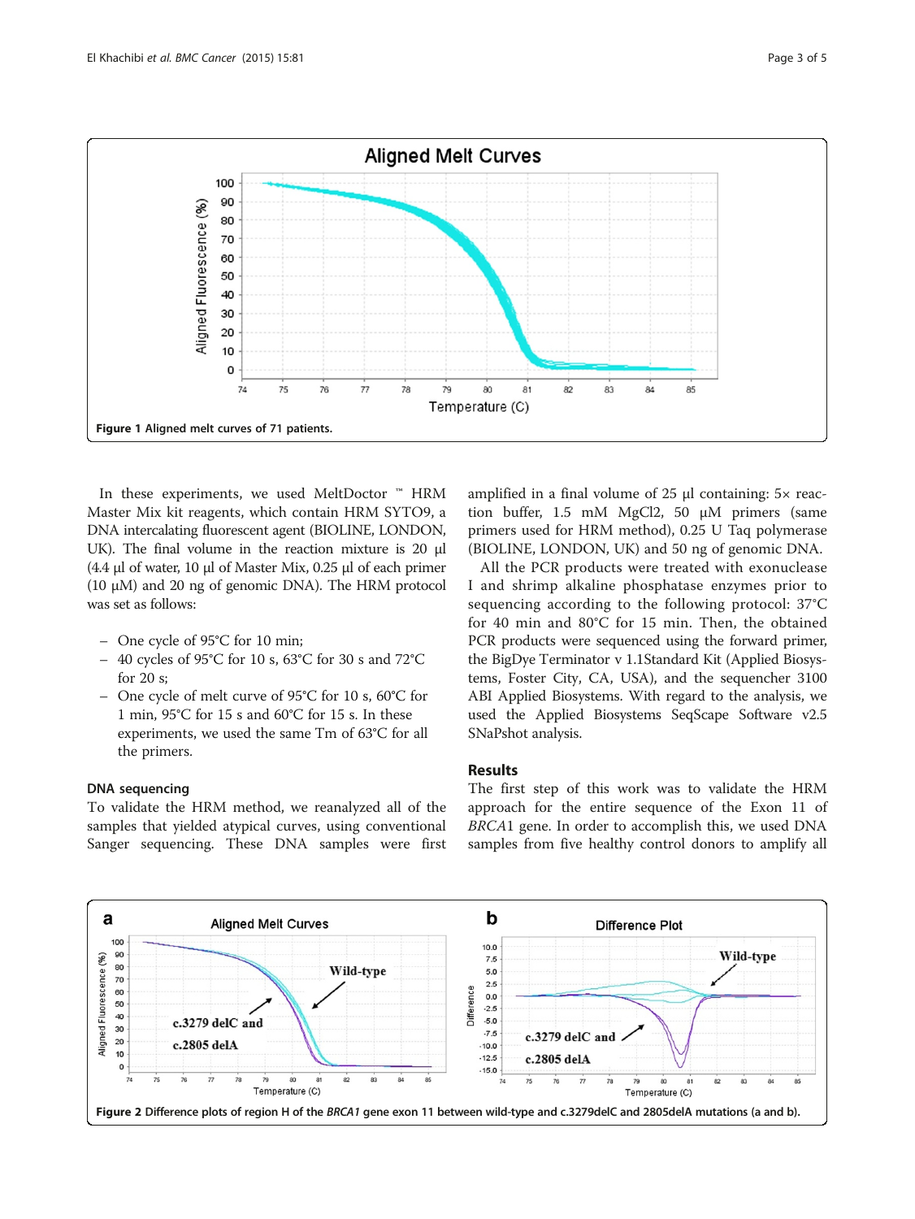Figure 1 Aligned melt curves of 71 patients.

In these experiments, we used MeltDoctor ™ HRM Master Mix kit reagents, which contain HRM SYTO9, a DNA intercalating fluorescent agent (BIOLINE, LONDON, UK). The final volume in the reaction mixture is 20 µl (4.4 µl of water, 10 µl of Master Mix, 0.25 µl of each primer (10 µM) and 20 ng of genomic DNA). The HRM protocol was set as follows:

- One cycle of 95°C for 10 min;
- 40 cycles of 95°C for 10 s, 63°C for 30 s and 72°C for 20 s;
- One cycle of melt curve of 95°C for 10 s, 60°C for 1 min, 95°C for 15 s and 60°C for 15 s. In these experiments, we used the same Tm of 63°C for all the primers.

### DNA sequencing

To validate the HRM method, we reanalyzed all of the samples that yielded atypical curves, using conventional Sanger sequencing. These DNA samples were first amplified in a final volume of 25 µl containing: 5× reaction buffer, 1.5 mM MgCl2, 50 µM primers (same primers used for HRM method), 0.25 U Taq polymerase (BIOLINE, LONDON, UK) and 50 ng of genomic DNA.

All the PCR products were treated with exonuclease I and shrimp alkaline phosphatase enzymes prior to sequencing according to the following protocol: 37°C for 40 min and 80°C for 15 min. Then, the obtained PCR products were sequenced using the forward primer, the BigDye Terminator v 1.1Standard Kit (Applied Biosystems, Foster City, CA, USA), and the sequencher 3100 ABI Applied Biosystems. With regard to the analysis, we used the Applied Biosystems SeqScape Software v2.5 SNaPshot analysis.

## Results

The first step of this work was to validate the HRM approach for the entire sequence of the Exon 11 of *BRCA1* gene. In order to accomplish this, we used DNA samples from five healthy control donors to amplify all

Figure 2 Difference plots of region H of the *BRCA1* gene exon 11 between wild-type and c.3279delC and 2805delA mutations (a and b).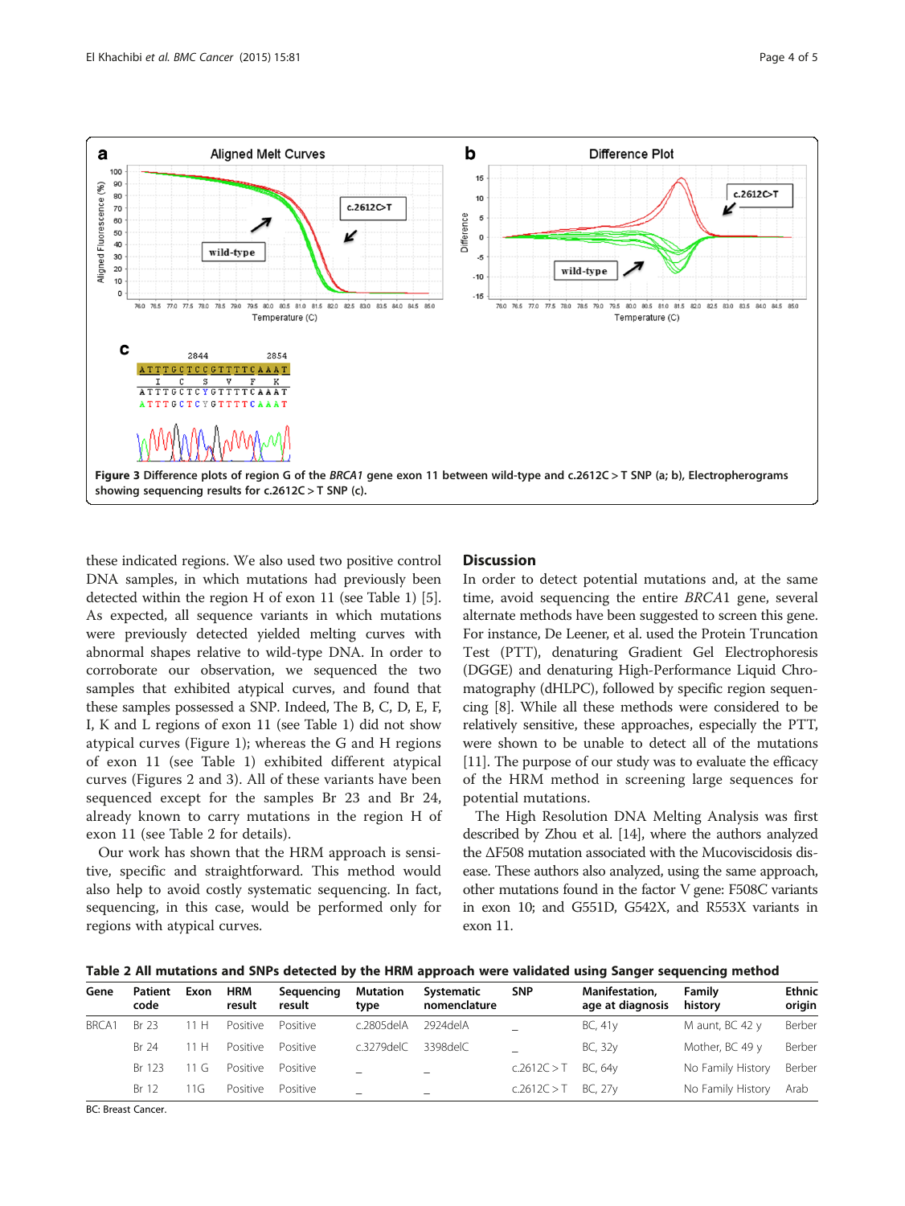**Figure 3** Difference plots of region G of the *BRCA1* gene exon 11 between wild-type and c.2612C > T SNP (a; b), Electropherograms showing sequencing results for c.2612C > T SNP (c).

these indicated regions. We also used two positive control DNA samples, in which mutations had previously been detected within the region H of exon 11 (see Table 1) [5]. As expected, all sequence variants in which mutations were previously detected yielded melting curves with abnormal shapes relative to wild-type DNA. In order to corroborate our observation, we sequenced the two samples that exhibited atypical curves, and found that these samples possessed a SNP. Indeed, The B, C, D, E, F, I, K and L regions of exon 11 (see Table 1) did not show atypical curves (Figure 1); whereas the G and H regions of exon 11 (see Table 1) exhibited different atypical curves (Figures 2 and 3). All of these variants have been sequenced except for the samples Br 23 and Br 24, already known to carry mutations in the region H of exon 11 (see Table 2 for details).

Our work has shown that the HRM approach is sensitive, specific and straightforward. This method would also help to avoid costly systematic sequencing. In fact, sequencing, in this case, would be performed only for regions with atypical curves.

## Discussion

In order to detect potential mutations and, at the same time, avoid sequencing the entire *BRCA1* gene, several alternate methods have been suggested to screen this gene. For instance, De Leener, et al. used the Protein Truncation Test (PTT), denaturing Gradient Gel Electrophoresis (DGGE) and denaturing High-Performance Liquid Chromatography (dHLPC), followed by specific region sequencing [8]. While all these methods were considered to be relatively sensitive, these approaches, especially the PTT, were shown to be unable to detect all of the mutations [11]. The purpose of our study was to evaluate the efficacy of the HRM method in screening large sequences for potential mutations.

The High Resolution DNA Melting Analysis was first described by Zhou et al. [14], where the authors analyzed the ΔF508 mutation associated with the Mucoviscidosis disease. These authors also analyzed, using the same approach, other mutations found in the factor V gene: F508C variants in exon 10; and G551D, G542X, and R553X variants in exon 11.

**Table 2 All mutations and SNPs detected by the HRM approach were validated using Sanger sequencing method**

| Gene | Patient code | Exon | HRM result | Sequencing result | Mutation type | Systematic nomenclature | SNP | Manifestation, age at diagnosis | Family history | Ethnic origin |
|---|---|---|---|---|---|---|---|---|---|---|
| BRCA1 | Br 23 | 11 H | Positive | Positive | c.2805delA | 2924delA | _ | BC, 41y | M aunt, BC 42 y | Berber |
| | Br 24 | 11 H | Positive | Positive | c.3279delC | 3398delC | _ | BC, 32y | Mother, BC 49 y | Berber |
| | Br 123 | 11 G | Positive | Positive | _ | _ | c.2612C > T | BC, 64y | No Family History | Berber |
| | Br 12 | 11G | Positive | Positive | _ | _ | c.2612C > T | BC, 27y | No Family History | Arab |

BC: Breast Cancer.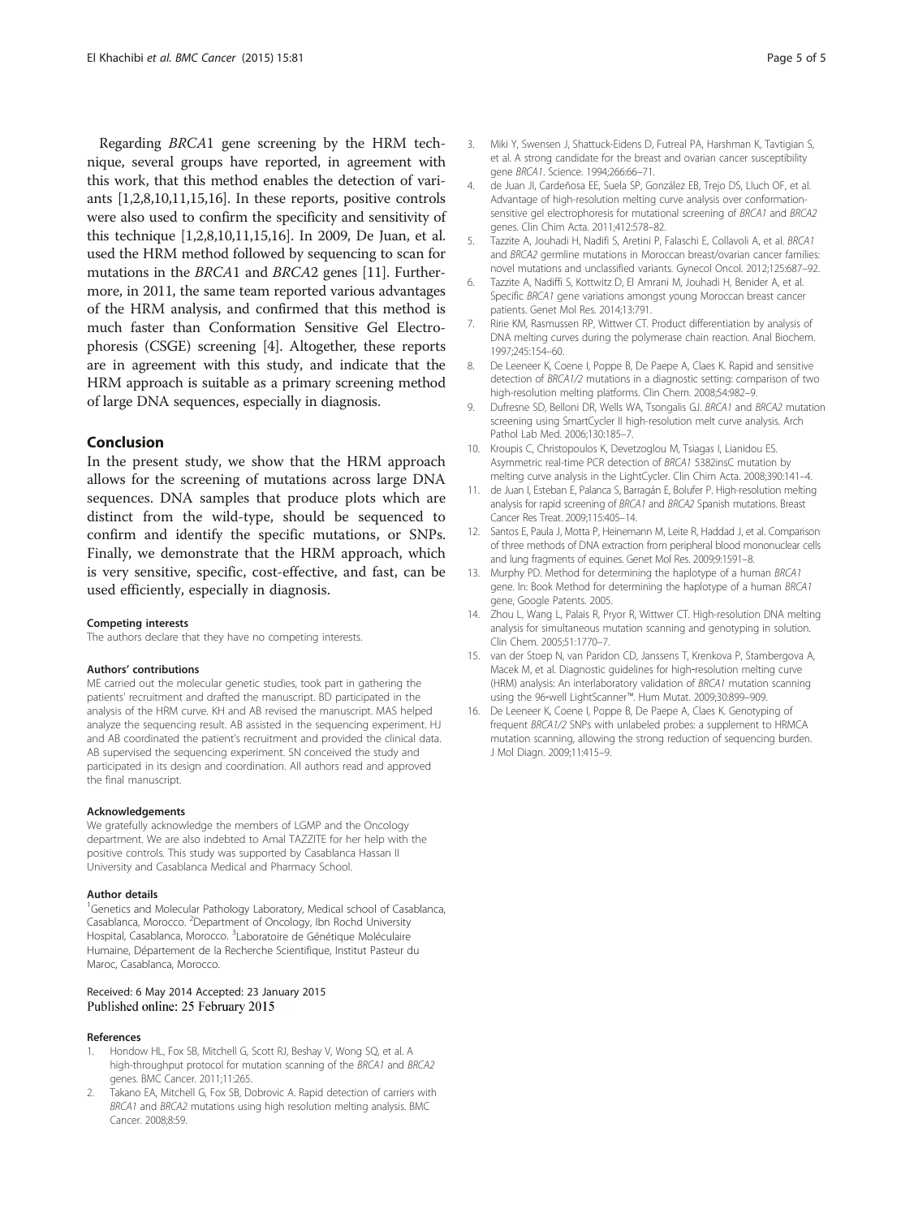Regarding *BRCA*1 gene screening by the HRM technique, several groups have reported, in agreement with this work, that this method enables the detection of variants [1,2,8,10,11,15,16]. In these reports, positive controls were also used to confirm the specificity and sensitivity of this technique [1,2,8,10,11,15,16]. In 2009, De Juan, et al. used the HRM method followed by sequencing to scan for mutations in the *BRCA*1 and *BRCA*2 genes [11]. Furthermore, in 2011, the same team reported various advantages of the HRM analysis, and confirmed that this method is much faster than Conformation Sensitive Gel Electrophoresis (CSGE) screening [4]. Altogether, these reports are in agreement with this study, and indicate that the HRM approach is suitable as a primary screening method of large DNA sequences, especially in diagnosis.

## Conclusion

In the present study, we show that the HRM approach allows for the screening of mutations across large DNA sequences. DNA samples that produce plots which are distinct from the wild-type, should be sequenced to confirm and identify the specific mutations, or SNPs. Finally, we demonstrate that the HRM approach, which is very sensitive, specific, cost-effective, and fast, can be used efficiently, especially in diagnosis.

#### Competing interests

The authors declare that they have no competing interests.

#### Authors' contributions

ME carried out the molecular genetic studies, took part in gathering the patients' recruitment and drafted the manuscript. BD participated in the analysis of the HRM curve. KH and AB revised the manuscript. MAS helped analyze the sequencing result. AB assisted in the sequencing experiment. HJ and AB coordinated the patient's recruitment and provided the clinical data. AB supervised the sequencing experiment. SN conceived the study and participated in its design and coordination. All authors read and approved the final manuscript.

#### Acknowledgements

We gratefully acknowledge the members of LGMP and the Oncology department. We are also indebted to Amal TAZZITE for her help with the positive controls. This study was supported by Casablanca Hassan II University and Casablanca Medical and Pharmacy School.

#### Author details

[1]Genetics and Molecular Pathology Laboratory, Medical school of Casablanca, Casablanca, Morocco. [2]Department of Oncology, Ibn Rochd University Hospital, Casablanca, Morocco. [3]Laboratoire de Génétique Moléculaire Humaine, Département de la Recherche Scientifique, Institut Pasteur du Maroc, Casablanca, Morocco.

Received: 6 May 2014 Accepted: 23 January 2015
Published online: 25 February 2015

#### References

1. Hondow HL, Fox SB, Mitchell G, Scott RJ, Beshay V, Wong SQ, et al. A high-throughput protocol for mutation scanning of the *BRCA1* and *BRCA2* genes. BMC Cancer. 2011;11:265.
2. Takano EA, Mitchell G, Fox SB, Dobrovic A. Rapid detection of carriers with *BRCA1* and *BRCA2* mutations using high resolution melting analysis. BMC Cancer. 2008;8:59.
3. Miki Y, Swensen J, Shattuck-Eidens D, Futreal PA, Harshman K, Tavtigian S, et al. A strong candidate for the breast and ovarian cancer susceptibility gene *BRCA1*. Science. 1994;266:66–71.
4. de Juan JI, Cardeñosa EE, Suela SP, González EB, Trejo DS, Lluch OF, et al. Advantage of high-resolution melting curve analysis over conformation-sensitive gel electrophoresis for mutational screening of *BRCA1* and *BRCA2* genes. Clin Chim Acta. 2011;412:578–82.
5. Tazzite A, Jouhadi H, Nadifi S, Aretini P, Falaschi E, Collavoli A, et al. *BRCA1* and *BRCA2* germline mutations in Moroccan breast/ovarian cancer families: novel mutations and unclassified variants. Gynecol Oncol. 2012;125:687–92.
6. Tazzite A, Nadiffi S, Kottwitz D, El Amrani M, Jouhadi H, Benider A, et al. Specific *BRCA1* gene variations amongst young Moroccan breast cancer patients. Genet Mol Res. 2014;13:791.
7. Ririe KM, Rasmussen RP, Wittwer CT. Product differentiation by analysis of DNA melting curves during the polymerase chain reaction. Anal Biochem. 1997;245:154–60.
8. De Leeneer K, Coene I, Poppe B, De Paepe A, Claes K. Rapid and sensitive detection of *BRCA1/2* mutations in a diagnostic setting: comparison of two high-resolution melting platforms. Clin Chem. 2008;54:982–9.
9. Dufresne SD, Belloni DR, Wells WA, Tsongalis GJ. *BRCA1* and *BRCA2* mutation screening using SmartCycler II high-resolution melt curve analysis. Arch Pathol Lab Med. 2006;130:185–7.
10. Kroupis C, Christopoulos K, Devetzoglou M, Tsiagas I, Lianidou ES. Asymmetric real-time PCR detection of *BRCA1* 5382insC mutation by melting curve analysis in the LightCycler. Clin Chim Acta. 2008;390:141–4.
11. de Juan I, Esteban E, Palanca S, Barragán E, Bolufer P. High-resolution melting analysis for rapid screening of *BRCA1* and *BRCA2* Spanish mutations. Breast Cancer Res Treat. 2009;115:405–14.
12. Santos E, Paula J, Motta P, Heinemann M, Leite R, Haddad J, et al. Comparison of three methods of DNA extraction from peripheral blood mononuclear cells and lung fragments of equines. Genet Mol Res. 2009;9:1591–8.
13. Murphy PD. Method for determining the haplotype of a human *BRCA1* gene. In: Book Method for determining the haplotype of a human *BRCA1* gene, Google Patents. 2005.
14. Zhou L, Wang L, Palais R, Pryor R, Wittwer CT. High-resolution DNA melting analysis for simultaneous mutation scanning and genotyping in solution. Clin Chem. 2005;51:1770–7.
15. van der Stoep N, van Paridon CD, Janssens T, Krenkova P, Stambergova A, Macek M, et al. Diagnostic guidelines for high-resolution melting curve (HRM) analysis: An interlaboratory validation of *BRCA1* mutation scanning using the 96-well LightScanner™. Hum Mutat. 2009;30:899–909.
16. De Leeneer K, Coene I, Poppe B, De Paepe A, Claes K. Genotyping of frequent *BRCA1/2* SNPs with unlabeled probes: a supplement to HRMCA mutation scanning, allowing the strong reduction of sequencing burden. J Mol Diagn. 2009;11:415–9.